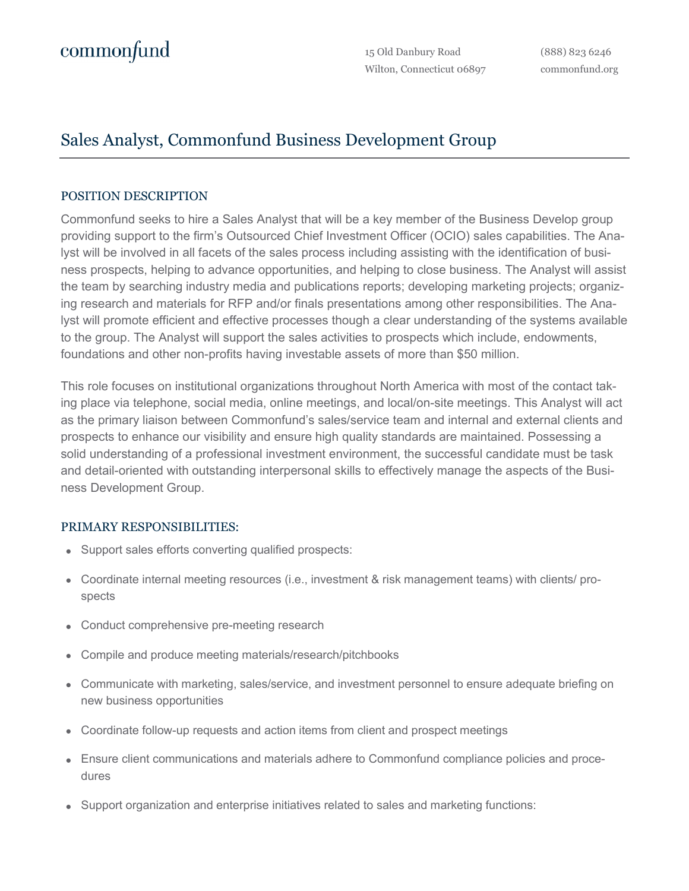commonfund

15 Old Danbury Road
Wilton, Connecticut 06897

(888) 823 6246
commonfund.org

# Sales Analyst, Commonfund Business Development Group

## POSITION DESCRIPTION

Commonfund seeks to hire a Sales Analyst that will be a key member of the Business Develop group providing support to the firm's Outsourced Chief Investment Officer (OCIO) sales capabilities. The Analyst will be involved in all facets of the sales process including assisting with the identification of business prospects, helping to advance opportunities, and helping to close business. The Analyst will assist the team by searching industry media and publications reports; developing marketing projects; organizing research and materials for RFP and/or finals presentations among other responsibilities. The Analyst will promote efficient and effective processes though a clear understanding of the systems available to the group. The Analyst will support the sales activities to prospects which include, endowments, foundations and other non-profits having investable assets of more than $50 million.

This role focuses on institutional organizations throughout North America with most of the contact taking place via telephone, social media, online meetings, and local/on-site meetings. This Analyst will act as the primary liaison between Commonfund's sales/service team and internal and external clients and prospects to enhance our visibility and ensure high quality standards are maintained. Possessing a solid understanding of a professional investment environment, the successful candidate must be task and detail-oriented with outstanding interpersonal skills to effectively manage the aspects of the Business Development Group.

## PRIMARY RESPONSIBILITIES:

- Support sales efforts converting qualified prospects:
- Coordinate internal meeting resources (i.e., investment & risk management teams) with clients/ prospects
- Conduct comprehensive pre-meeting research
- Compile and produce meeting materials/research/pitchbooks
- Communicate with marketing, sales/service, and investment personnel to ensure adequate briefing on new business opportunities
- Coordinate follow-up requests and action items from client and prospect meetings
- Ensure client communications and materials adhere to Commonfund compliance policies and procedures
- Support organization and enterprise initiatives related to sales and marketing functions: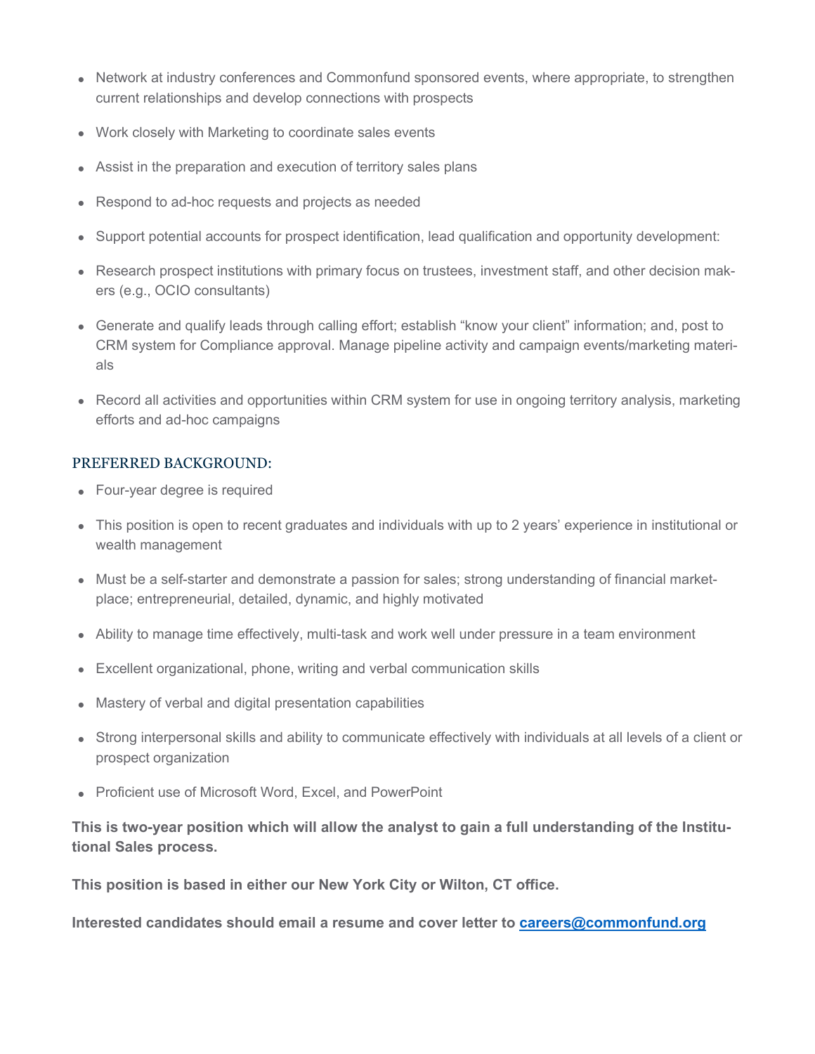- Network at industry conferences and Commonfund sponsored events, where appropriate, to strengthen current relationships and develop connections with prospects
- Work closely with Marketing to coordinate sales events
- Assist in the preparation and execution of territory sales plans
- Respond to ad-hoc requests and projects as needed
- Support potential accounts for prospect identification, lead qualification and opportunity development:
- Research prospect institutions with primary focus on trustees, investment staff, and other decision makers (e.g., OCIO consultants)
- Generate and qualify leads through calling effort; establish "know your client" information; and, post to CRM system for Compliance approval. Manage pipeline activity and campaign events/marketing materials
- Record all activities and opportunities within CRM system for use in ongoing territory analysis, marketing efforts and ad-hoc campaigns

## PREFERRED BACKGROUND:

- Four-year degree is required
- This position is open to recent graduates and individuals with up to 2 years' experience in institutional or wealth management
- Must be a self-starter and demonstrate a passion for sales; strong understanding of financial marketplace; entrepreneurial, detailed, dynamic, and highly motivated
- Ability to manage time effectively, multi-task and work well under pressure in a team environment
- Excellent organizational, phone, writing and verbal communication skills
- Mastery of verbal and digital presentation capabilities
- Strong interpersonal skills and ability to communicate effectively with individuals at all levels of a client or prospect organization
- Proficient use of Microsoft Word, Excel, and PowerPoint

**This is two-year position which will allow the analyst to gain a full understanding of the Institutional Sales process.**

**This position is based in either our New York City or Wilton, CT office.**

**Interested candidates should email a resume and cover letter to [careers@commonfund.org](mailto:careers@commonfund.org)**